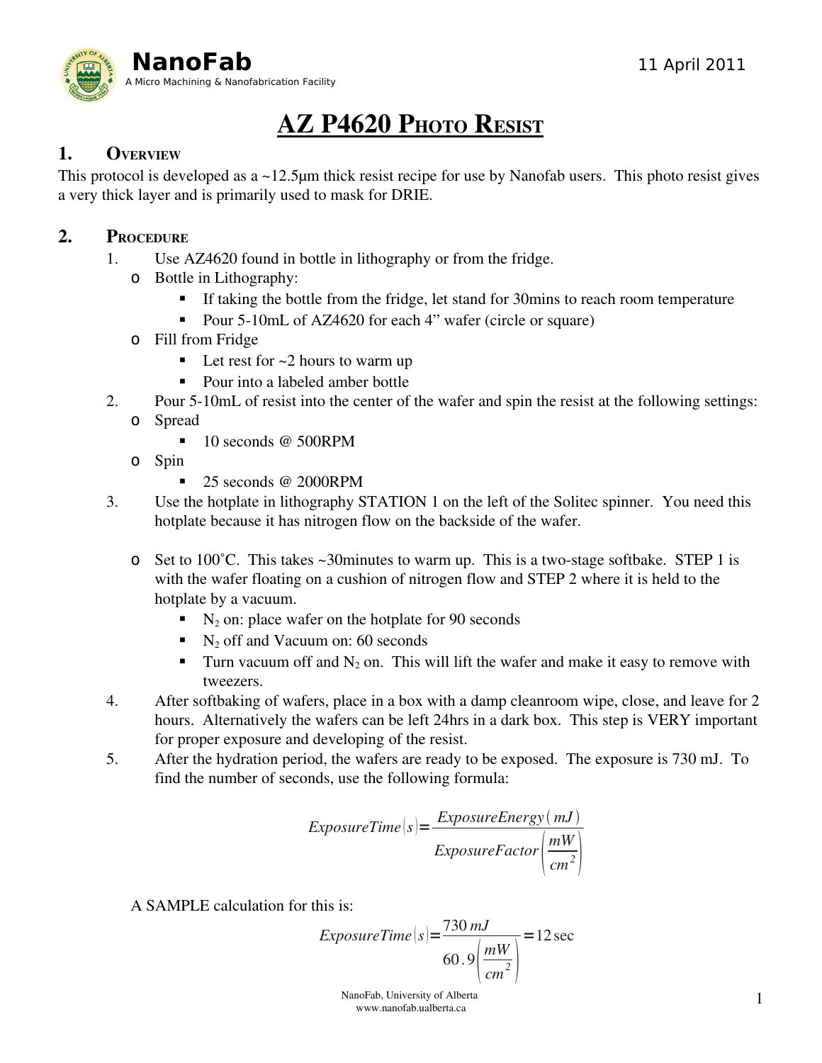NanoFab

A Micro Machining & Nanofabrication Facility

11 April 2011

# AZ P4620 Photo Resist

## 1. Overview

This protocol is developed as a ~12.5μm thick resist recipe for use by Nanofab users. This photo resist gives a very thick layer and is primarily used to mask for DRIE.

## 2. Procedure

1. Use AZ4620 found in bottle in lithography or from the fridge.
   - Bottle in Lithography:
     - If taking the bottle from the fridge, let stand for 30mins to reach room temperature
     - Pour 5-10mL of AZ4620 for each 4" wafer (circle or square)
   - Fill from Fridge
     - Let rest for ~2 hours to warm up
     - Pour into a labeled amber bottle
2. Pour 5-10mL of resist into the center of the wafer and spin the resist at the following settings:
   - Spread
     - 10 seconds @ 500RPM
   - Spin
     - 25 seconds @ 2000RPM
3. Use the hotplate in lithography STATION 1 on the left of the Solitec spinner. You need this hotplate because it has nitrogen flow on the backside of the wafer.
   - Set to 100˚C. This takes ~30minutes to warm up. This is a two-stage softbake. STEP 1 is with the wafer floating on a cushion of nitrogen flow and STEP 2 where it is held to the hotplate by a vacuum.
     - $N_2$ on: place wafer on the hotplate for 90 seconds
     - $N_2$ off and Vacuum on: 60 seconds
     - Turn vacuum off and $N_2$ on. This will lift the wafer and make it easy to remove with tweezers.
4. After softbaking of wafers, place in a box with a damp cleanroom wipe, close, and leave for 2 hours. Alternatively the wafers can be left 24hrs in a dark box. This step is VERY important for proper exposure and developing of the resist.
5. After the hydration period, the wafers are ready to be exposed. The exposure is 730 mJ. To find the number of seconds, use the following formula:

$$ExposureTime(s) = \frac{ExposureEnergy(mJ)}{ExposureFactor\left(\frac{mW}{cm^2}\right)}$$

A SAMPLE calculation for this is:

$$ExposureTime(s) = \frac{730\,mJ}{60.9\left(\frac{mW}{cm^2}\right)} = 12\,\text{sec}$$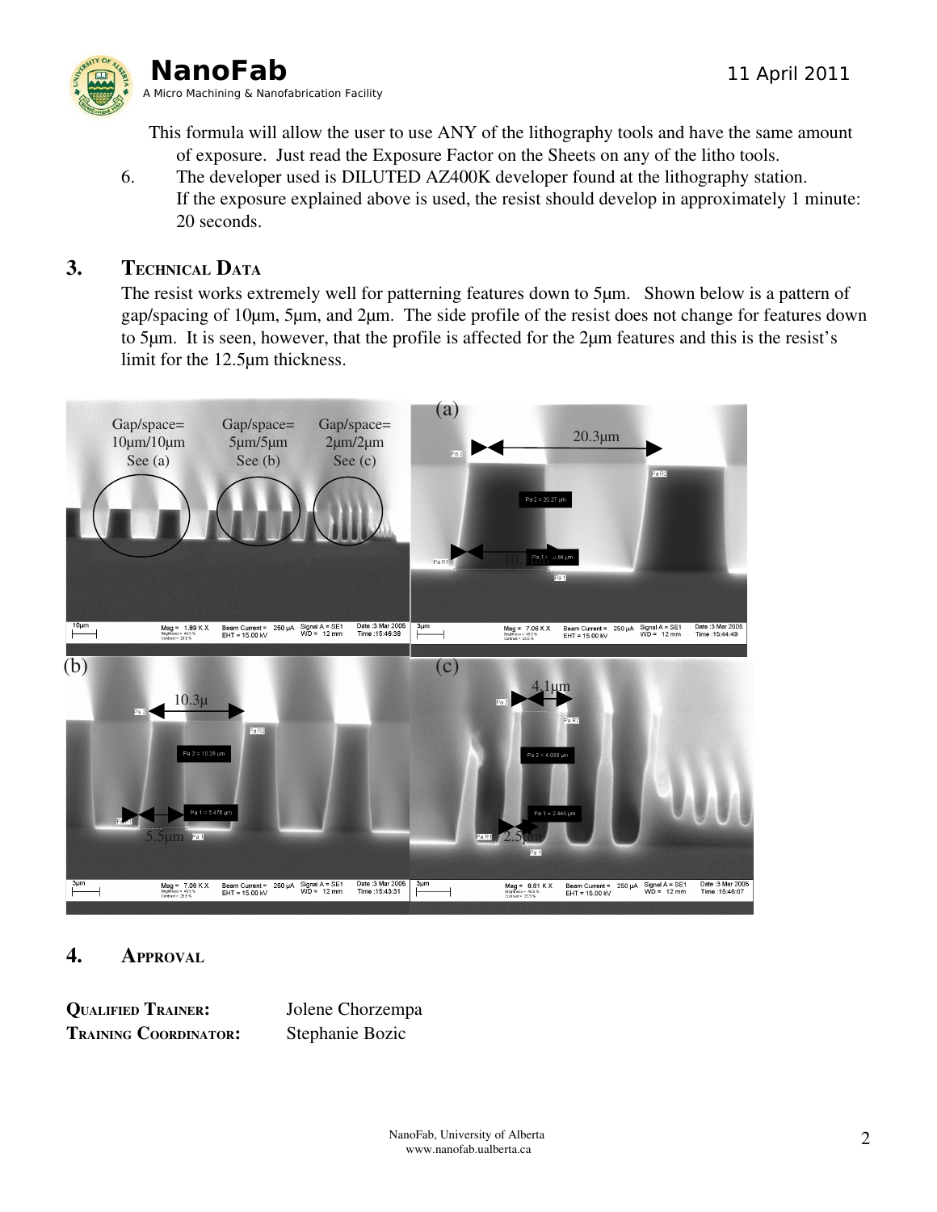This formula will allow the user to use ANY of the lithography tools and have the same amount of exposure. Just read the Exposure Factor on the Sheets on any of the litho tools.

6. The developer used is DILUTED AZ400K developer found at the lithography station. If the exposure explained above is used, the resist should develop in approximately 1 minute: 20 seconds.

## 3. Technical Data

The resist works extremely well for patterning features down to 5µm. Shown below is a pattern of gap/spacing of 10µm, 5µm, and 2µm. The side profile of the resist does not change for features down to 5µm. It is seen, however, that the profile is affected for the 2µm features and this is the resist's limit for the 12.5µm thickness.

Gap/space= 10µm/10µm See (a)

Gap/space= 5µm/5µm See (b)

Gap/space= 2µm/2µm See (c)

(a)

20.3µm

(b)

10.3µ

5.5µm

(c)

4.1µm

2.5µm

## 4. Approval

**Qualified Trainer:** Jolene Chorzempa

**Training Coordinator:** Stephanie Bozic